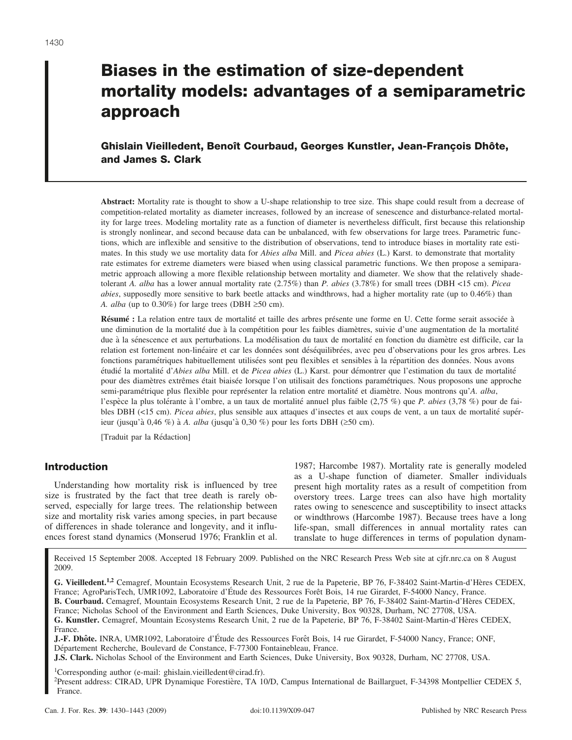# Biases in the estimation of size-dependent mortality models: advantages of a semiparametric approach

**Ghislain Vieilledent, Benoît Courbaud, Georges Kunstler, Jean-François Dhôte, and James S. Clark**

**Abstract:** Mortality rate is thought to show a U-shape relationship to tree size. This shape could result from a decrease of competition-related mortality as diameter increases, followed by an increase of senescence and disturbance-related mortality for large trees. Modeling mortality rate as a function of diameter is nevertheless difficult, first because this relationship is strongly nonlinear, and second because data can be unbalanced, with few observations for large trees. Parametric functions, which are inflexible and sensitive to the distribution of observations, tend to introduce biases in mortality rate estimates. In this study we use mortality data for *Abies alba* Mill. and *Picea abies* (L.) Karst. to demonstrate that mortality rate estimates for extreme diameters were biased when using classical parametric functions. We then propose a semiparametric approach allowing a more flexible relationship between mortality and diameter. We show that the relatively shade-tolerant *A. alba* has a lower annual mortality rate (2.75%) than *P. abies* (3.78%) for small trees (DBH <15 cm). *Picea abies*, supposedly more sensitive to bark beetle attacks and windthrows, had a higher mortality rate (up to 0.46%) than *A. alba* (up to 0.30%) for large trees (DBH ≥50 cm).

**Résumé :** La relation entre taux de mortalité et taille des arbres présente une forme en U. Cette forme serait associée à une diminution de la mortalité due à la compétition pour les faibles diamètres, suivie d'une augmentation de la mortalité due à la sénescence et aux perturbations. La modélisation du taux de mortalité en fonction du diamètre est difficile, car la relation est fortement non-linéaire et car les données sont déséquilibrées, avec peu d'observations pour les gros arbres. Les fonctions paramétriques habituellement utilisées sont peu flexibles et sensibles à la répartition des données. Nous avons étudié la mortalité d'*Abies alba* Mill. et de *Picea abies* (L.) Karst. pour démontrer que l'estimation du taux de mortalité pour des diamètres extrêmes était biaisée lorsque l'on utilisait des fonctions paramétriques. Nous proposons une approche semi-paramétrique plus flexible pour représenter la relation entre mortalité et diamètre. Nous montrons qu'*A. alba*, l'espèce la plus tolérante à l'ombre, a un taux de mortalité annuel plus faible (2,75 %) que *P. abies* (3,78 %) pour de faibles DBH (<15 cm). *Picea abies*, plus sensible aux attaques d'insectes et aux coups de vent, a un taux de mortalité supérieur (jusqu'à 0,46 %) à *A. alba* (jusqu'à 0,30 %) pour les forts DBH (≥50 cm).

[Traduit par la Rédaction]

## Introduction

Understanding how mortality risk is influenced by tree size is frustrated by the fact that tree death is rarely observed, especially for large trees. The relationship between size and mortality risk varies among species, in part because of differences in shade tolerance and longevity, and it influences forest stand dynamics (Monserud 1976; Franklin et al. 1987; Harcombe 1987). Mortality rate is generally modeled as a U-shape function of diameter. Smaller individuals present high mortality rates as a result of competition from overstory trees. Large trees can also have high mortality rates owing to senescence and susceptibility to insect attacks or windthrows (Harcombe 1987). Because trees have a long life-span, small differences in annual mortality rates can translate to huge differences in terms of population dynam-

Received 15 September 2008. Accepted 18 February 2009. Published on the NRC Research Press Web site at cjfr.nrc.ca on 8 August 2009.

**G. Vieilledent.**[1,2] Cemagref, Mountain Ecosystems Research Unit, 2 rue de la Papeterie, BP 76, F-38402 Saint-Martin-d'Hères CEDEX, France; AgroParisTech, UMR1092, Laboratoire d'Étude des Ressources Forêt Bois, 14 rue Girardet, F-54000 Nancy, France.
**B. Courbaud.** Cemagref, Mountain Ecosystems Research Unit, 2 rue de la Papeterie, BP 76, F-38402 Saint-Martin-d'Hères CEDEX, France; Nicholas School of the Environment and Earth Sciences, Duke University, Box 90328, Durham, NC 27708, USA.
**G. Kunstler.** Cemagref, Mountain Ecosystems Research Unit, 2 rue de la Papeterie, BP 76, F-38402 Saint-Martin-d'Hères CEDEX, France.
**J.-F. Dhôte.** INRA, UMR1092, Laboratoire d'Étude des Ressources Forêt Bois, 14 rue Girardet, F-54000 Nancy, France; ONF, Département Recherche, Boulevard de Constance, F-77300 Fontainebleau, France.
**J.S. Clark.** Nicholas School of the Environment and Earth Sciences, Duke University, Box 90328, Durham, NC 27708, USA.

[1]Corresponding author (e-mail: ghislain.vieilledent@cirad.fr).
[2]Present address: CIRAD, UPR Dynamique Forestière, TA 10/D, Campus International de Baillarguet, F-34398 Montpellier CEDEX 5, France.

doi:10.1139/X09-047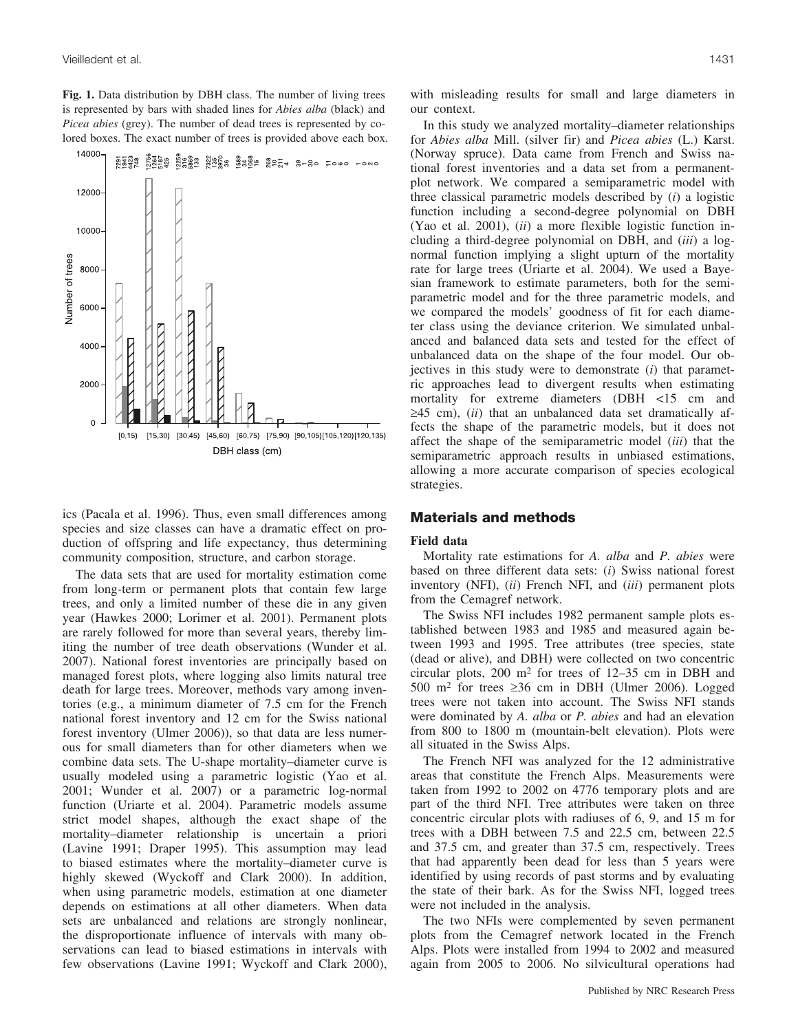**Fig. 1.** Data distribution by DBH class. The number of living trees is represented by bars with shaded lines for *Abies alba* (black) and *Picea abies* (grey). The number of dead trees is represented by colored boxes. The exact number of trees is provided above each box.

7291 1941 4423 748
12756 1264 5187 425
12259 316 5869 133
7322 135 3970 36
1589 34 1058 15
268 10 211 4
39 1 30 0
11 0 6 0
1 0 2 0

14000
12000
10000
8000
6000
4000
2000
0

Number of trees

[0,15) [15,30) [30,45) [45,60) [60,75) [75,90) [90,105) [105,120) [120,135)

DBH class (cm)

ics (Pacala et al. 1996). Thus, even small differences among species and size classes can have a dramatic effect on production of offspring and life expectancy, thus determining community composition, structure, and carbon storage.

The data sets that are used for mortality estimation come from long-term or permanent plots that contain few large trees, and only a limited number of these die in any given year (Hawkes 2000; Lorimer et al. 2001). Permanent plots are rarely followed for more than several years, thereby limiting the number of tree death observations (Wunder et al. 2007). National forest inventories are principally based on managed forest plots, where logging also limits natural tree death for large trees. Moreover, methods vary among inventories (e.g., a minimum diameter of 7.5 cm for the French national forest inventory and 12 cm for the Swiss national forest inventory (Ulmer 2006)), so that data are less numerous for small diameters than for other diameters when we combine data sets. The U-shape mortality–diameter curve is usually modeled using a parametric logistic (Yao et al. 2001; Wunder et al. 2007) or a parametric log-normal function (Uriarte et al. 2004). Parametric models assume strict model shapes, although the exact shape of the mortality–diameter relationship is uncertain a priori (Lavine 1991; Draper 1995). This assumption may lead to biased estimates where the mortality–diameter curve is highly skewed (Wyckoff and Clark 2000). In addition, when using parametric models, estimation at one diameter depends on estimations at all other diameters. When data sets are unbalanced and relations are strongly nonlinear, the disproportionate influence of intervals with many observations can lead to biased estimations in intervals with few observations (Lavine 1991; Wyckoff and Clark 2000), with misleading results for small and large diameters in our context.

In this study we analyzed mortality–diameter relationships for *Abies alba* Mill. (silver fir) and *Picea abies* (L.) Karst. (Norway spruce). Data came from French and Swiss national forest inventories and a data set from a permanent-plot network. We compared a semiparametric model with three classical parametric models described by (*i*) a logistic function including a second-degree polynomial on DBH (Yao et al. 2001), (*ii*) a more flexible logistic function including a third-degree polynomial on DBH, and (*iii*) a log-normal function implying a slight upturn of the mortality rate for large trees (Uriarte et al. 2004). We used a Bayesian framework to estimate parameters, both for the semiparametric model and for the three parametric models, and we compared the models' goodness of fit for each diameter class using the deviance criterion. We simulated unbalanced and balanced data sets and tested for the effect of unbalanced data on the shape of the four model. Our objectives in this study were to demonstrate (*i*) that parametric approaches lead to divergent results when estimating mortality for extreme diameters (DBH <15 cm and ≥45 cm), (*ii*) that an unbalanced data set dramatically affects the shape of the parametric models, but it does not affect the shape of the semiparametric model (*iii*) that the semiparametric approach results in unbiased estimations, allowing a more accurate comparison of species ecological strategies.

## Materials and methods

### Field data

Mortality rate estimations for *A. alba* and *P. abies* were based on three different data sets: (*i*) Swiss national forest inventory (NFI), (*ii*) French NFI, and (*iii*) permanent plots from the Cemagref network.

The Swiss NFI includes 1982 permanent sample plots established between 1983 and 1985 and measured again between 1993 and 1995. Tree attributes (tree species, state (dead or alive), and DBH) were collected on two concentric circular plots, 200 m$^2$ for trees of 12–35 cm in DBH and 500 m$^2$ for trees ≥36 cm in DBH (Ulmer 2006). Logged trees were not taken into account. The Swiss NFI stands were dominated by *A. alba* or *P. abies* and had an elevation from 800 to 1800 m (mountain-belt elevation). Plots were all situated in the Swiss Alps.

The French NFI was analyzed for the 12 administrative areas that constitute the French Alps. Measurements were taken from 1992 to 2002 on 4776 temporary plots and are part of the third NFI. Tree attributes were taken on three concentric circular plots with radiuses of 6, 9, and 15 m for trees with a DBH between 7.5 and 22.5 cm, between 22.5 and 37.5 cm, and greater than 37.5 cm, respectively. Trees that had apparently been dead for less than 5 years were identified by using records of past storms and by evaluating the state of their bark. As for the Swiss NFI, logged trees were not included in the analysis.

The two NFIs were complemented by seven permanent plots from the Cemagref network located in the French Alps. Plots were installed from 1994 to 2002 and measured again from 2005 to 2006. No silvicultural operations had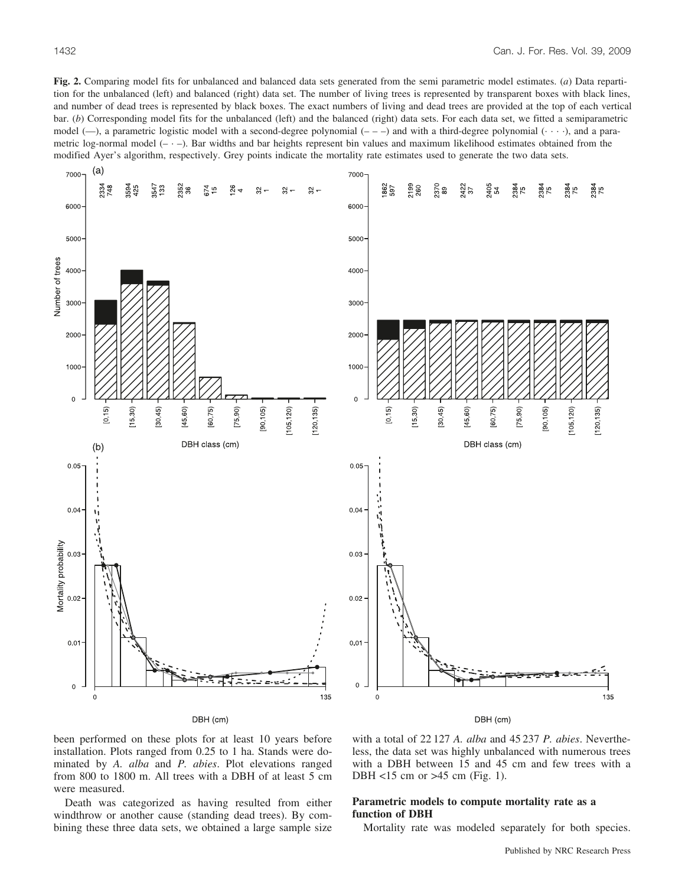**Fig. 2.** Comparing model fits for unbalanced and balanced data sets generated from the semi parametric model estimates. (*a*) Data repartition for the unbalanced (left) and balanced (right) data set. The number of living trees is represented by transparent boxes with black lines, and number of dead trees is represented by black boxes. The exact numbers of living and dead trees are provided at the top of each vertical bar. (*b*) Corresponding model fits for the unbalanced (left) and the balanced (right) data sets. For each data set, we fitted a semiparametric model (—), a parametric logistic model with a second-degree polynomial (– – –) and with a third-degree polynomial (· · · ·), and a parametric log-normal model (– · –). Bar widths and bar heights represent bin values and maximum likelihood estimates obtained from the modified Ayer's algorithm, respectively. Grey points indicate the mortality rate estimates used to generate the two data sets.

(a)

2334 748
3594 425
3547 133
2352 36
674 15
126 4
32 1
32 1
32 1

1862 597
2199 260
2370 89
2422 37
2405 54
2384 75
2384 75
2384 75
2384 75

Number of trees

DBH class (cm)

[0,15) [15,30) [30,45) [45,60) [60,75) [75,90) [90,105) [105,120) [120,135)

(b)

Mortality probability

DBH (cm)

been performed on these plots for at least 10 years before installation. Plots ranged from 0.25 to 1 ha. Stands were dominated by *A. alba* and *P. abies*. Plot elevations ranged from 800 to 1800 m. All trees with a DBH of at least 5 cm were measured.

Death was categorized as having resulted from either windthrow or another cause (standing dead trees). By combining these three data sets, we obtained a large sample size with a total of 22 127 *A. alba* and 45 237 *P. abies*. Nevertheless, the data set was highly unbalanced with numerous trees with a DBH between 15 and 45 cm and few trees with a DBH <15 cm or >45 cm (Fig. 1).

### Parametric models to compute mortality rate as a function of DBH

Mortality rate was modeled separately for both species.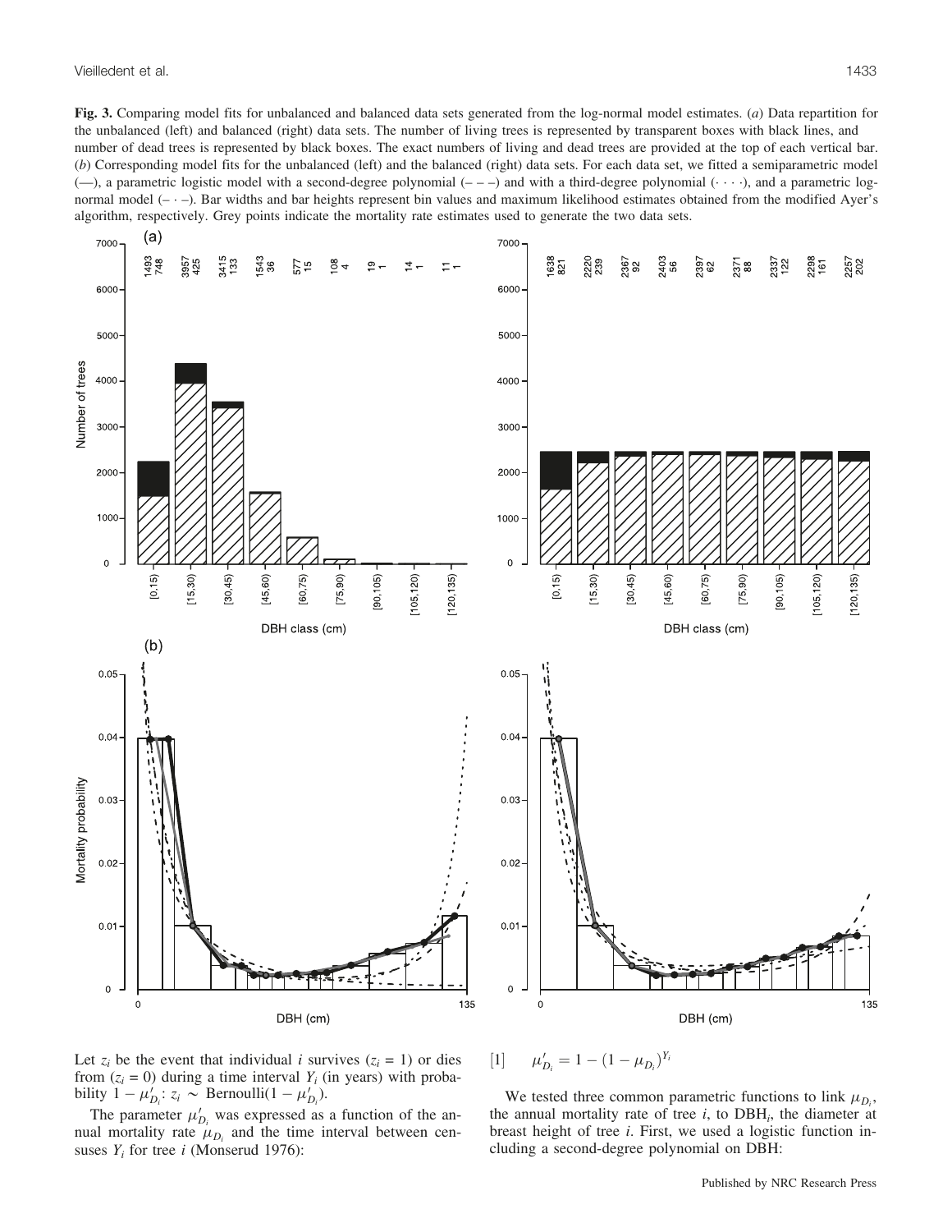**Fig. 3.** Comparing model fits for unbalanced and balanced data sets generated from the log-normal model estimates. (*a*) Data repartition for the unbalanced (left) and balanced (right) data sets. The number of living trees is represented by transparent boxes with black lines, and number of dead trees is represented by black boxes. The exact numbers of living and dead trees are provided at the top of each vertical bar. (*b*) Corresponding model fits for the unbalanced (left) and the balanced (right) data sets. For each data set, we fitted a semiparametric model (—), a parametric logistic model with a second-degree polynomial (– – –) and with a third-degree polynomial (· · · ·), and a parametric log-normal model (– · –). Bar widths and bar heights represent bin values and maximum likelihood estimates obtained from the modified Ayer's algorithm, respectively. Grey points indicate the mortality rate estimates used to generate the two data sets.

(a)

1493 748, 3957 425, 3415 133, 1543 36, 577 15, 108 4, 19 1, 14 1, 11 1

1638 821, 2220 239, 2367 92, 2403 56, 2397 62, 2371 88, 2337 122, 2298 161, 2257 202

Number of trees

7000, 6000, 5000, 4000, 3000, 2000, 1000, 0

[0,15) [15,30) [30,45) [45,60) [60,75) [75,90) [90,105) [105,120) [120,135)

DBH class (cm)

(b)

Mortality probability

0.05, 0.04, 0.03, 0.02, 0.01, 0

0, 135

DBH (cm)

Let $z_i$ be the event that individual $i$ survives ($z_i = 1$) or dies from ($z_i = 0$) during a time interval $Y_i$ (in years) with probability $1 - \mu'_{D_i}$: $z_i \sim \text{Bernoulli}(1 - \mu'_{D_i})$.

The parameter $\mu'_{D_i}$ was expressed as a function of the annual mortality rate $\mu_{D_i}$ and the time interval between censuses $Y_i$ for tree $i$ (Monserud 1976):

$$[1] \qquad \mu'_{D_i} = 1 - (1 - \mu_{D_i})^{Y_i}$$

We tested three common parametric functions to link $\mu_{D_i}$, the annual mortality rate of tree $i$, to $\text{DBH}_i$, the diameter at breast height of tree $i$. First, we used a logistic function including a second-degree polynomial on DBH: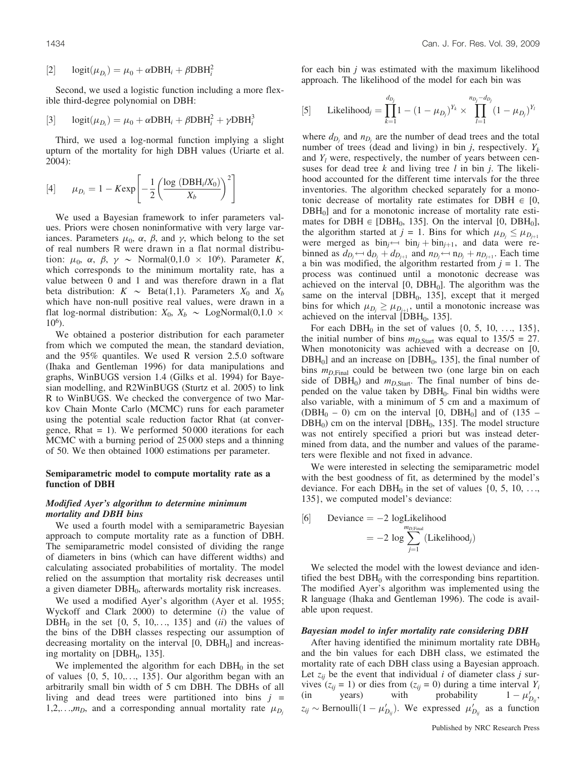$$\text{[2]} \quad \text{logit}(\mu_{D_i}) = \mu_0 + \alpha \text{DBH}_i + \beta \text{DBH}_i^2$$

Second, we used a logistic function including a more flexible third-degree polynomial on DBH:

$$\text{[3]} \quad \text{logit}(\mu_{D_i}) = \mu_0 + \alpha \text{DBH}_i + \beta \text{DBH}_i^2 + \gamma \text{DBH}_i^3$$

Third, we used a log-normal function implying a slight upturn of the mortality for high DBH values (Uriarte et al. 2004):

$$\text{[4]} \quad \mu_{D_i} = 1 - K\exp\left[-\frac{1}{2}\left(\frac{\log\left(\text{DBH}_i/X_0\right)}{X_b}\right)^2\right]$$

We used a Bayesian framework to infer parameters values. Priors were chosen noninformative with very large variances. Parameters $\mu_0$, $\alpha$, $\beta$, and $\gamma$, which belong to the set of real numbers $\mathbb{R}$ were drawn in a flat normal distribution: $\mu_0$, $\alpha$, $\beta$, $\gamma \sim$ Normal(0,1.0 $\times$ $10^6$). Parameter $K$, which corresponds to the minimum mortality rate, has a value between 0 and 1 and was therefore drawn in a flat beta distribution: $K \sim$ Beta(1,1). Parameters $X_0$ and $X_b$ which have non-null positive real values, were drawn in a flat log-normal distribution: $X_0$, $X_b \sim$ LogNormal(0,1.0 $\times$ $10^6$).

We obtained a posterior distribution for each parameter from which we computed the mean, the standard deviation, and the 95% quantiles. We used R version 2.5.0 software (Ihaka and Gentleman 1996) for data manipulations and graphs, WinBUGS version 1.4 (Gilks et al. 1994) for Bayesian modelling, and R2WinBUGS (Sturtz et al. 2005) to link R to WinBUGS. We checked the convergence of two Markov Chain Monte Carlo (MCMC) runs for each parameter using the potential scale reduction factor Rhat (at convergence, Rhat = 1). We performed 50 000 iterations for each MCMC with a burning period of 25 000 steps and a thinning of 50. We then obtained 1000 estimations per parameter.

## Semiparametric model to compute mortality rate as a function of DBH

### *Modified Ayer's algorithm to determine minimum mortality and DBH bins*

We used a fourth model with a semiparametric Bayesian approach to compute mortality rate as a function of DBH. The semiparametric model consisted of dividing the range of diameters in bins (which can have different widths) and calculating associated probabilities of mortality. The model relied on the assumption that mortality risk decreases until a given diameter $\text{DBH}_0$, afterwards mortality risk increases.

We used a modified Ayer's algorithm (Ayer et al. 1955; Wyckoff and Clark 2000) to determine (*i*) the value of $\text{DBH}_0$ in the set {0, 5, 10,..., 135} and (*ii*) the values of the bins of the DBH classes respecting our assumption of decreasing mortality on the interval [0, $\text{DBH}_0$] and increasing mortality on [$\text{DBH}_0$, 135].

We implemented the algorithm for each $\text{DBH}_0$ in the set of values {0, 5, 10,..., 135}. Our algorithm began with an arbitrarily small bin width of 5 cm DBH. The DBHs of all living and dead trees were partitioned into bins $j$ = 1,2,...,$m_D$, and a corresponding annual mortality rate $\mu_{D_j}$ for each bin $j$ was estimated with the maximum likelihood approach. The likelihood of the model for each bin was

$$\text{[5]} \quad \text{Likelihood}_j = \prod_{k=1}^{d_{D_j}} 1 - (1 - \mu_{D_j})^{Y_k} \times \prod_{l=1}^{n_{D_j} - d_{D_j}} (1 - \mu_{D_j})^{Y_l}$$

where $d_{D_j}$ and $n_{D_j}$ are the number of dead trees and the total number of trees (dead and living) in bin $j$, respectively. $Y_k$ and $Y_l$ were, respectively, the number of years between censuses for dead tree $k$ and living tree $l$ in bin $j$. The likelihood accounted for the different time intervals for the three inventories. The algorithm checked separately for a monotonic decrease of mortality rate estimates for DBH $\in$ [0, $\text{DBH}_0$] and for a monotonic increase of mortality rate estimates for DBH $\in$ [$\text{DBH}_0$, 135]. On the interval [0, $\text{DBH}_0$], the algorithm started at $j$ = 1. Bins for which $\mu_{D_j} \leq \mu_{D_{j+1}}$ were merged as $\text{bin}_j \hookleftarrow \text{bin}_j + \text{bin}_{j+1}$, and data were rebinned as $d_{D_j} \hookleftarrow d_{D_j} + d_{D_{j+1}}$ and $n_{D_j} \hookleftarrow n_{D_j} + n_{D_{j+1}}$. Each time a bin was modified, the algorithm restarted from $j$ = 1. The process was continued until a monotonic decrease was achieved on the interval [0, $\text{DBH}_0$]. The algorithm was the same on the interval [$\text{DBH}_0$, 135], except that it merged bins for which $\mu_{D_j} \geq \mu_{D_{j+1}}$, until a monotonic increase was achieved on the interval [$\text{DBH}_0$, 135].

For each $\text{DBH}_0$ in the set of values {0, 5, 10, ..., 135}, the initial number of bins $m_{D,\text{Start}}$ was equal to 135/5 = 27. When monotonicity was achieved with a decrease on [0, $\text{DBH}_0$] and an increase on [$\text{DBH}_0$, 135], the final number of bins $m_{D,\text{Final}}$ could be between two (one large bin on each side of $\text{DBH}_0$) and $m_{D,\text{Start}}$. The final number of bins depended on the value taken by $\text{DBH}_0$. Final bin widths were also variable, with a minimum of 5 cm and a maximum of ($\text{DBH}_0$ – 0) cm on the interval [0, $\text{DBH}_0$] and of (135 – $\text{DBH}_0$) cm on the interval [$\text{DBH}_0$, 135]. The model structure was not entirely specified a priori but was instead determined from data, and the number and values of the parameters were flexible and not fixed in advance.

We were interested in selecting the semiparametric model with the best goodness of fit, as determined by the model's deviance. For each $\text{DBH}_0$ in the set of values {0, 5, 10, ..., 135}, we computed model's deviance:

$$\text{[6]} \quad \text{Deviance} = -2 \ \text{logLikelihood} = -2 \ \log \sum_{j=1}^{m_{D,\text{Final}}} (\text{Likelihood}_j)$$

We selected the model with the lowest deviance and identified the best $\text{DBH}_0$ with the corresponding bins repartition. The modified Ayer's algorithm was implemented using the R language (Ihaka and Gentleman 1996). The code is available upon request.

### *Bayesian model to infer mortality rate considering DBH*

After having identified the minimum mortality rate $\text{DBH}_0$ and the bin values for each DBH class, we estimated the mortality rate of each DBH class using a Bayesian approach. Let $z_{ij}$ be the event that individual $i$ of diameter class $j$ survives ($z_{ij}$ = 1) or dies from ($z_{ij}$ = 0) during a time interval $Y_i$ (in years) with probability $1 - \mu'_{D_{ij}}$, $z_{ij} \sim \text{Bernoulli}(1 - \mu'_{D_{ij}})$. We expressed $\mu'_{D_{ij}}$ as a function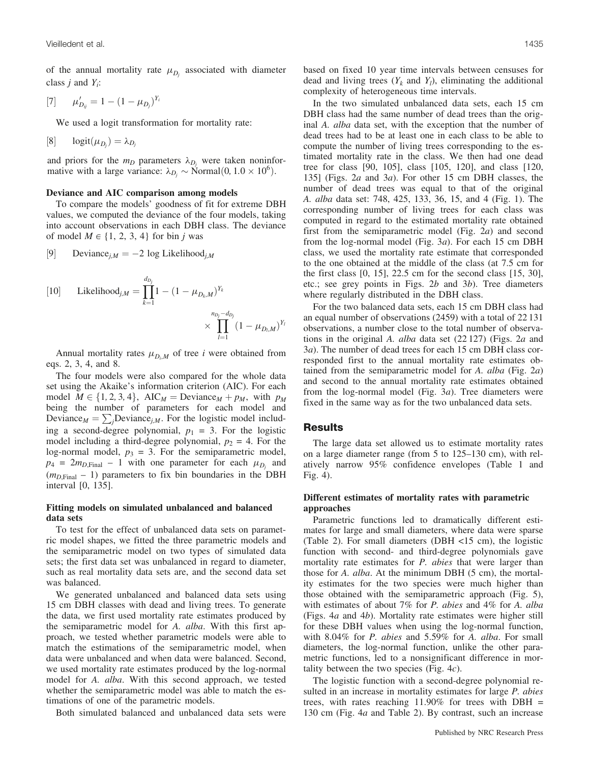of the annual mortality rate $\mu_{D_j}$ associated with diameter class $j$ and $Y_i$:

$$[7] \quad \mu'_{D_{ij}} = 1 - (1 - \mu_{D_j})^{Y_i}$$

We used a logit transformation for mortality rate:

$$[8] \quad \text{logit}(\mu_{D_j}) = \lambda_{D_j}$$

and priors for the $m_D$ parameters $\lambda_{D_j}$ were taken noninformative with a large variance: $\lambda_{D_j} \sim \text{Normal}(0, 1.0 \times 10^6)$.

### Deviance and AIC comparison among models

To compare the models' goodness of fit for extreme DBH values, we computed the deviance of the four models, taking into account observations in each DBH class. The deviance of model $M \in \{1, 2, 3, 4\}$ for bin $j$ was

$$[9] \quad \text{Deviance}_{j,M} = -2 \log \text{Likelihood}_{j,M}$$

$$[10] \quad \text{Likelihood}_{j,M} = \prod_{k=1}^{d_{D_j}} 1 - (1 - \mu_{D_k,M})^{Y_k} \times \prod_{l=1}^{n_{D_j}-d_{D_j}} (1 - \mu_{D_l,M})^{Y_l}$$

Annual mortality rates $\mu_{D_i,M}$ of tree $i$ were obtained from eqs. 2, 3, 4, and 8.

The four models were also compared for the whole data set using the Akaike's information criterion (AIC). For each model $M \in \{1, 2, 3, 4\}$, $\text{AIC}_M = \text{Deviance}_M + p_M$, with $p_M$ being the number of parameters for each model and $\text{Deviance}_M = \sum_j \text{Deviance}_{j,M}$. For the logistic model including a second-degree polynomial, $p_1 = 3$. For the logistic model including a third-degree polynomial, $p_2 = 4$. For the log-normal model, $p_3 = 3$. For the semiparametric model, $p_4 = 2m_{D,\text{Final}} - 1$ with one parameter for each $\mu_{D_j}$ and $(m_{D,\text{Final}} - 1)$ parameters to fix bin boundaries in the DBH interval [0, 135].

### Fitting models on simulated unbalanced and balanced data sets

To test for the effect of unbalanced data sets on parametric model shapes, we fitted the three parametric models and the semiparametric model on two types of simulated data sets; the first data set was unbalanced in regard to diameter, such as real mortality data sets are, and the second data set was balanced.

We generated unbalanced and balanced data sets using 15 cm DBH classes with dead and living trees. To generate the data, we first used mortality rate estimates produced by the semiparametric model for *A. alba*. With this first approach, we tested whether parametric models were able to match the estimations of the semiparametric model, when data were unbalanced and when data were balanced. Second, we used mortality rate estimates produced by the log-normal model for *A. alba*. With this second approach, we tested whether the semiparametric model was able to match the estimations of one of the parametric models.

Both simulated balanced and unbalanced data sets were based on fixed 10 year time intervals between censuses for dead and living trees ($Y_k$ and $Y_l$), eliminating the additional complexity of heterogeneous time intervals.

In the two simulated unbalanced data sets, each 15 cm DBH class had the same number of dead trees than the original *A. alba* data set, with the exception that the number of dead trees had to be at least one in each class to be able to compute the number of living trees corresponding to the estimated mortality rate in the class. We then had one dead tree for class [90, 105], class [105, 120], and class [120, 135] (Figs. 2*a* and 3*a*). For other 15 cm DBH classes, the number of dead trees was equal to that of the original *A. alba* data set: 748, 425, 133, 36, 15, and 4 (Fig. 1). The corresponding number of living trees for each class was computed in regard to the estimated mortality rate obtained first from the semiparametric model (Fig. 2*a*) and second from the log-normal model (Fig. 3*a*). For each 15 cm DBH class, we used the mortality rate estimate that corresponded to the one obtained at the middle of the class (at 7.5 cm for the first class [0, 15], 22.5 cm for the second class [15, 30], etc.; see grey points in Figs. 2*b* and 3*b*). Tree diameters where regularly distributed in the DBH class.

For the two balanced data sets, each 15 cm DBH class had an equal number of observations (2459) with a total of 22 131 observations, a number close to the total number of observations in the original *A. alba* data set (22 127) (Figs. 2*a* and 3*a*). The number of dead trees for each 15 cm DBH class corresponded first to the annual mortality rate estimates obtained from the semiparametric model for *A. alba* (Fig. 2*a*) and second to the annual mortality rate estimates obtained from the log-normal model (Fig. 3*a*). Tree diameters were fixed in the same way as for the two unbalanced data sets.

## Results

The large data set allowed us to estimate mortality rates on a large diameter range (from 5 to 125–130 cm), with relatively narrow 95% confidence envelopes (Table 1 and Fig. 4).

### Different estimates of mortality rates with parametric approaches

Parametric functions led to dramatically different estimates for large and small diameters, where data were sparse (Table 2). For small diameters (DBH <15 cm), the logistic function with second- and third-degree polynomials gave mortality rate estimates for *P. abies* that were larger than those for *A. alba*. At the minimum DBH (5 cm), the mortality estimates for the two species were much higher than those obtained with the semiparametric approach (Fig. 5), with estimates of about 7% for *P. abies* and 4% for *A. alba* (Figs. 4*a* and 4*b*). Mortality rate estimates were higher still for these DBH values when using the log-normal function, with 8.04% for *P. abies* and 5.59% for *A. alba*. For small diameters, the log-normal function, unlike the other parametric functions, led to a nonsignificant difference in mortality between the two species (Fig. 4*c*).

The logistic function with a second-degree polynomial resulted in an increase in mortality estimates for large *P. abies* trees, with rates reaching 11.90% for trees with DBH = 130 cm (Fig. 4*a* and Table 2). By contrast, such an increase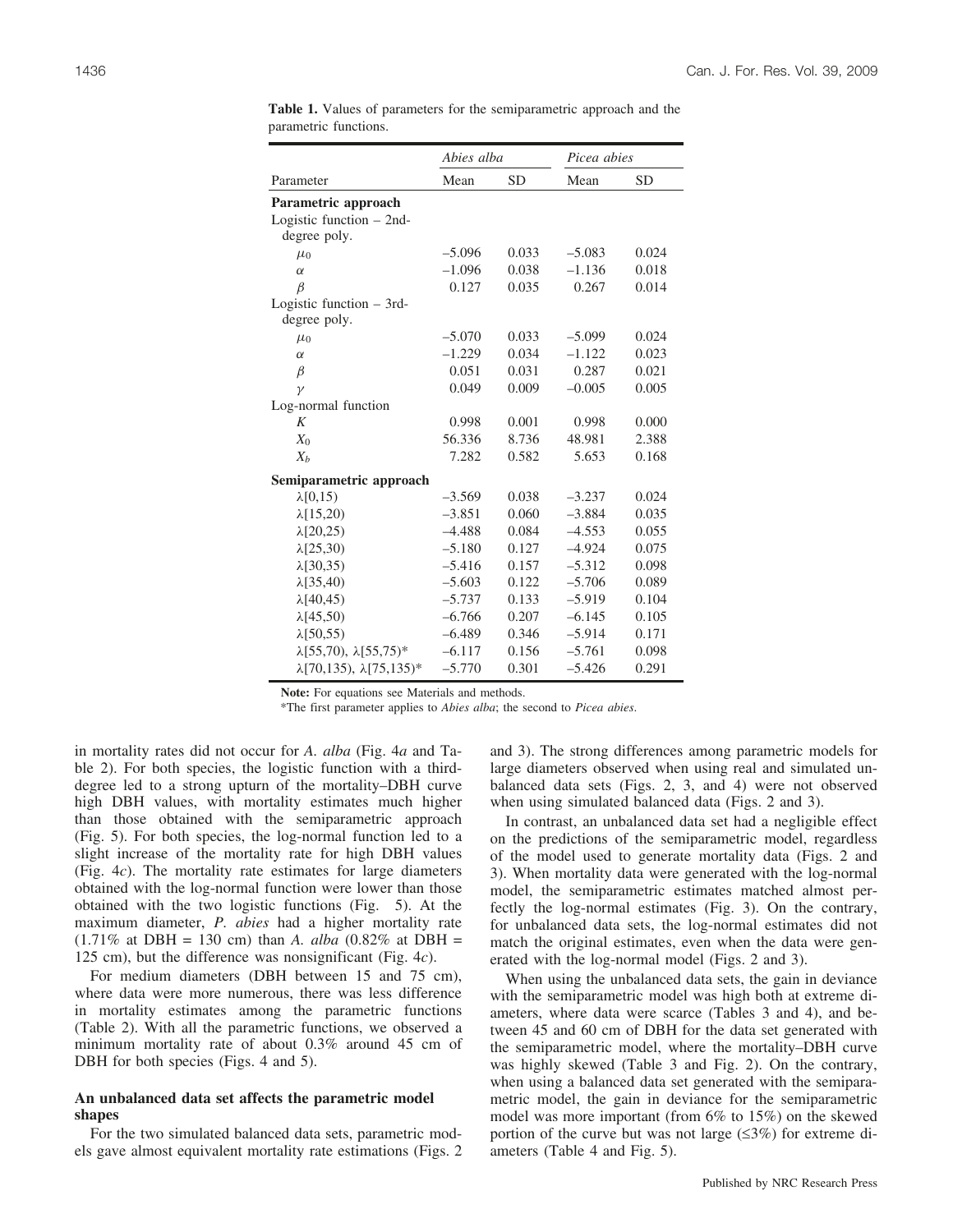**Table 1.** Values of parameters for the semiparametric approach and the parametric functions.

| Parameter | *Abies alba* Mean | *Abies alba* SD | *Picea abies* Mean | *Picea abies* SD |
|---|---|---|---|---|
| **Parametric approach** | | | | |
| Logistic function – 2nd-degree poly. | | | | |
| $\mu_0$ | –5.096 | 0.033 | –5.083 | 0.024 |
| $\alpha$ | –1.096 | 0.038 | –1.136 | 0.018 |
| $\beta$ | 0.127 | 0.035 | 0.267 | 0.014 |
| Logistic function – 3rd-degree poly. | | | | |
| $\mu_0$ | –5.070 | 0.033 | –5.099 | 0.024 |
| $\alpha$ | –1.229 | 0.034 | –1.122 | 0.023 |
| $\beta$ | 0.051 | 0.031 | 0.287 | 0.021 |
| $\gamma$ | 0.049 | 0.009 | –0.005 | 0.005 |
| Log-normal function | | | | |
| $K$ | 0.998 | 0.001 | 0.998 | 0.000 |
| $X_0$ | 56.336 | 8.736 | 48.981 | 2.388 |
| $X_b$ | 7.282 | 0.582 | 5.653 | 0.168 |
| **Semiparametric approach** | | | | |
| $\lambda[0,15)$ | –3.569 | 0.038 | –3.237 | 0.024 |
| $\lambda[15,20)$ | –3.851 | 0.060 | –3.884 | 0.035 |
| $\lambda[20,25)$ | –4.488 | 0.084 | –4.553 | 0.055 |
| $\lambda[25,30)$ | –5.180 | 0.127 | –4.924 | 0.075 |
| $\lambda[30,35)$ | –5.416 | 0.157 | –5.312 | 0.098 |
| $\lambda[35,40)$ | –5.603 | 0.122 | –5.706 | 0.089 |
| $\lambda[40,45)$ | –5.737 | 0.133 | –5.919 | 0.104 |
| $\lambda[45,50)$ | –6.766 | 0.207 | –6.145 | 0.105 |
| $\lambda[50,55)$ | –6.489 | 0.346 | –5.914 | 0.171 |
| $\lambda[55,70)$, $\lambda[55,75)$* | –6.117 | 0.156 | –5.761 | 0.098 |
| $\lambda[70,135)$, $\lambda[75,135)$* | –5.770 | 0.301 | –5.426 | 0.291 |

**Note:** For equations see Materials and methods.

*The first parameter applies to *Abies alba*; the second to *Picea abies*.

in mortality rates did not occur for *A. alba* (Fig. 4*a* and Table 2). For both species, the logistic function with a third-degree led to a strong upturn of the mortality–DBH curve high DBH values, with mortality estimates much higher than those obtained with the semiparametric approach (Fig. 5). For both species, the log-normal function led to a slight increase of the mortality rate for high DBH values (Fig. 4*c*). The mortality rate estimates for large diameters obtained with the log-normal function were lower than those obtained with the two logistic functions (Fig. 5). At the maximum diameter, *P. abies* had a higher mortality rate (1.71% at DBH = 130 cm) than *A. alba* (0.82% at DBH = 125 cm), but the difference was nonsignificant (Fig. 4*c*).

For medium diameters (DBH between 15 and 75 cm), where data were more numerous, there was less difference in mortality estimates among the parametric functions (Table 2). With all the parametric functions, we observed a minimum mortality rate of about 0.3% around 45 cm of DBH for both species (Figs. 4 and 5).

### An unbalanced data set affects the parametric model shapes

For the two simulated balanced data sets, parametric models gave almost equivalent mortality rate estimations (Figs. 2 and 3). The strong differences among parametric models for large diameters observed when using real and simulated unbalanced data sets (Figs. 2, 3, and 4) were not observed when using simulated balanced data (Figs. 2 and 3).

In contrast, an unbalanced data set had a negligible effect on the predictions of the semiparametric model, regardless of the model used to generate mortality data (Figs. 2 and 3). When mortality data were generated with the log-normal model, the semiparametric estimates matched almost perfectly the log-normal estimates (Fig. 3). On the contrary, for unbalanced data sets, the log-normal estimates did not match the original estimates, even when the data were generated with the log-normal model (Figs. 2 and 3).

When using the unbalanced data sets, the gain in deviance with the semiparametric model was high both at extreme diameters, where data were scarce (Tables 3 and 4), and between 45 and 60 cm of DBH for the data set generated with the semiparametric model, where the mortality–DBH curve was highly skewed (Table 3 and Fig. 2). On the contrary, when using a balanced data set generated with the semiparametric model, the gain in deviance for the semiparametric model was more important (from 6% to 15%) on the skewed portion of the curve but was not large (≤3%) for extreme diameters (Table 4 and Fig. 5).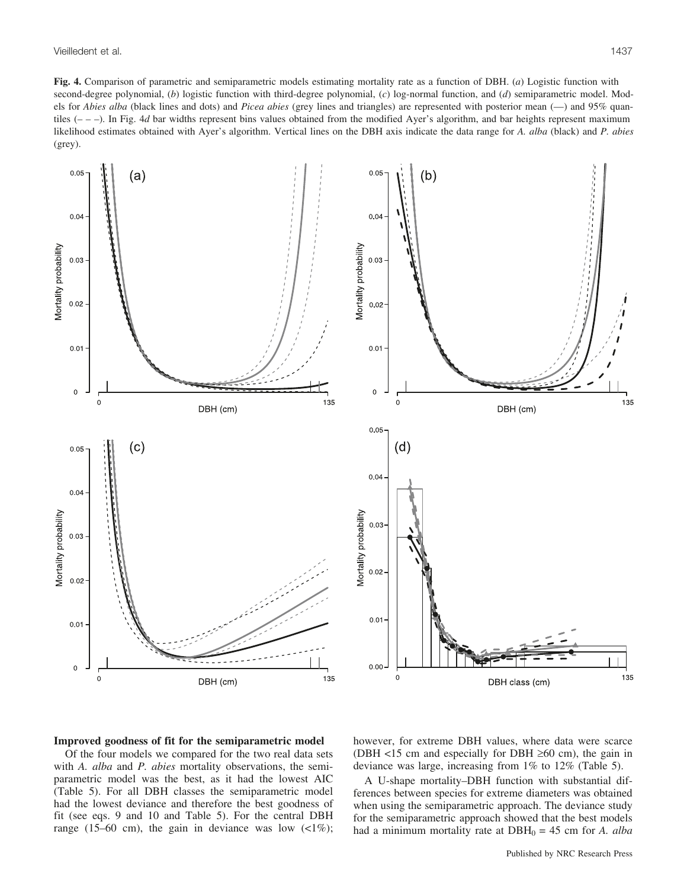**Fig. 4.** Comparison of parametric and semiparametric models estimating mortality rate as a function of DBH. (*a*) Logistic function with second-degree polynomial, (*b*) logistic function with third-degree polynomial, (*c*) log-normal function, and (*d*) semiparametric model. Models for *Abies alba* (black lines and dots) and *Picea abies* (grey lines and triangles) are represented with posterior mean (—) and 95% quantiles (– – –). In Fig. 4*d* bar widths represent bins values obtained from the modified Ayer's algorithm, and bar heights represent maximum likelihood estimates obtained with Ayer's algorithm. Vertical lines on the DBH axis indicate the data range for *A. alba* (black) and *P. abies* (grey).

(a)
Mortality probability
0.05
0.04
0.03
0.02
0.01
0
0
DBH (cm)
135

(b)
Mortality probability
0.05
0.04
0.03
0.02
0.01
0
0
DBH (cm)
135

(c)
Mortality probability
0.05
0.04
0.03
0.02
0.01
0
0
DBH (cm)
135

(d)
Mortality probability
0.05
0.04
0.03
0.02
0.01
0.00
0
DBH class (cm)
135

## Improved goodness of fit for the semiparametric model

Of the four models we compared for the two real data sets with *A. alba* and *P. abies* mortality observations, the semiparametric model was the best, as it had the lowest AIC (Table 5). For all DBH classes the semiparametric model had the lowest deviance and therefore the best goodness of fit (see eqs. 9 and 10 and Table 5). For the central DBH range (15–60 cm), the gain in deviance was low (<1%); however, for extreme DBH values, where data were scarce (DBH <15 cm and especially for DBH ≥60 cm), the gain in deviance was large, increasing from 1% to 12% (Table 5).

A U-shape mortality–DBH function with substantial differences between species for extreme diameters was obtained when using the semiparametric approach. The deviance study for the semiparametric approach showed that the best models had a minimum mortality rate at $DBH_0$ = 45 cm for *A. alba*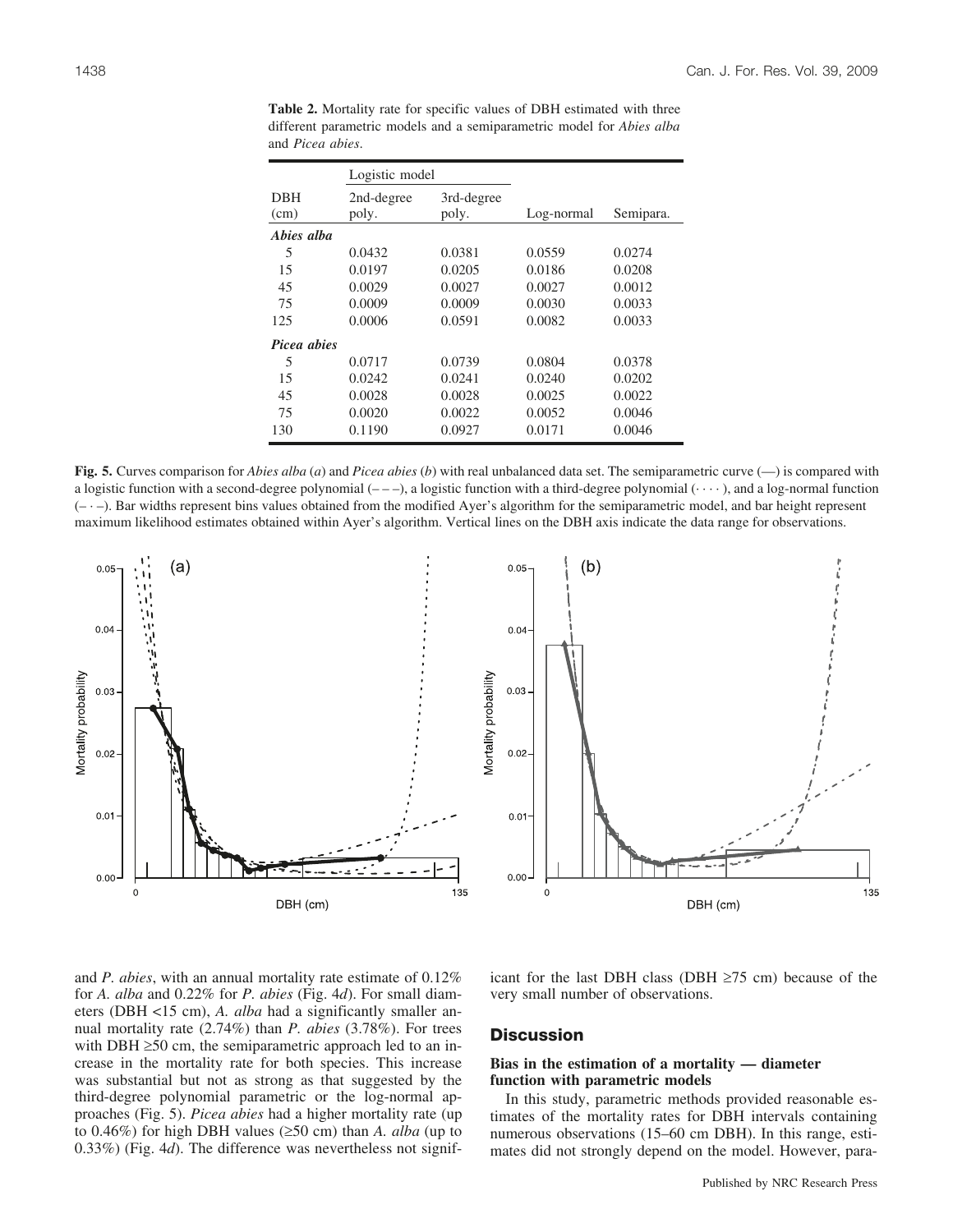**Table 2.** Mortality rate for specific values of DBH estimated with three different parametric models and a semiparametric model for *Abies alba* and *Picea abies*.

| | Logistic model | | | |
|---|---|---|---|---|
| DBH (cm) | 2nd-degree poly. | 3rd-degree poly. | Log-normal | Semipara. |
| ***Abies alba*** | | | | |
| 5 | 0.0432 | 0.0381 | 0.0559 | 0.0274 |
| 15 | 0.0197 | 0.0205 | 0.0186 | 0.0208 |
| 45 | 0.0029 | 0.0027 | 0.0027 | 0.0012 |
| 75 | 0.0009 | 0.0009 | 0.0030 | 0.0033 |
| 125 | 0.0006 | 0.0591 | 0.0082 | 0.0033 |
| ***Picea abies*** | | | | |
| 5 | 0.0717 | 0.0739 | 0.0804 | 0.0378 |
| 15 | 0.0242 | 0.0241 | 0.0240 | 0.0202 |
| 45 | 0.0028 | 0.0028 | 0.0025 | 0.0022 |
| 75 | 0.0020 | 0.0022 | 0.0052 | 0.0046 |
| 130 | 0.1190 | 0.0927 | 0.0171 | 0.0046 |

**Fig. 5.** Curves comparison for *Abies alba* (*a*) and *Picea abies* (*b*) with real unbalanced data set. The semiparametric curve (—) is compared with a logistic function with a second-degree polynomial (– – –), a logistic function with a third-degree polynomial (· · · ·), and a log-normal function (– · –). Bar widths represent bins values obtained from the modified Ayer's algorithm for the semiparametric model, and bar height represent maximum likelihood estimates obtained within Ayer's algorithm. Vertical lines on the DBH axis indicate the data range for observations.

(a)
(b)
Mortality probability
0.05
0.04
0.03
0.02
0.01
0.00
0
135
DBH (cm)

and *P. abies*, with an annual mortality rate estimate of 0.12% for *A. alba* and 0.22% for *P. abies* (Fig. 4*d*). For small diameters (DBH <15 cm), *A. alba* had a significantly smaller annual mortality rate (2.74%) than *P. abies* (3.78%). For trees with DBH ≥50 cm, the semiparametric approach led to an increase in the mortality rate for both species. This increase was substantial but not as strong as that suggested by the third-degree polynomial parametric or the log-normal approaches (Fig. 5). *Picea abies* had a higher mortality rate (up to 0.46%) for high DBH values (≥50 cm) than *A. alba* (up to 0.33%) (Fig. 4*d*). The difference was nevertheless not significant for the last DBH class (DBH ≥75 cm) because of the very small number of observations.

## Discussion

### Bias in the estimation of a mortality — diameter function with parametric models

In this study, parametric methods provided reasonable estimates of the mortality rates for DBH intervals containing numerous observations (15–60 cm DBH). In this range, estimates did not strongly depend on the model. However, para-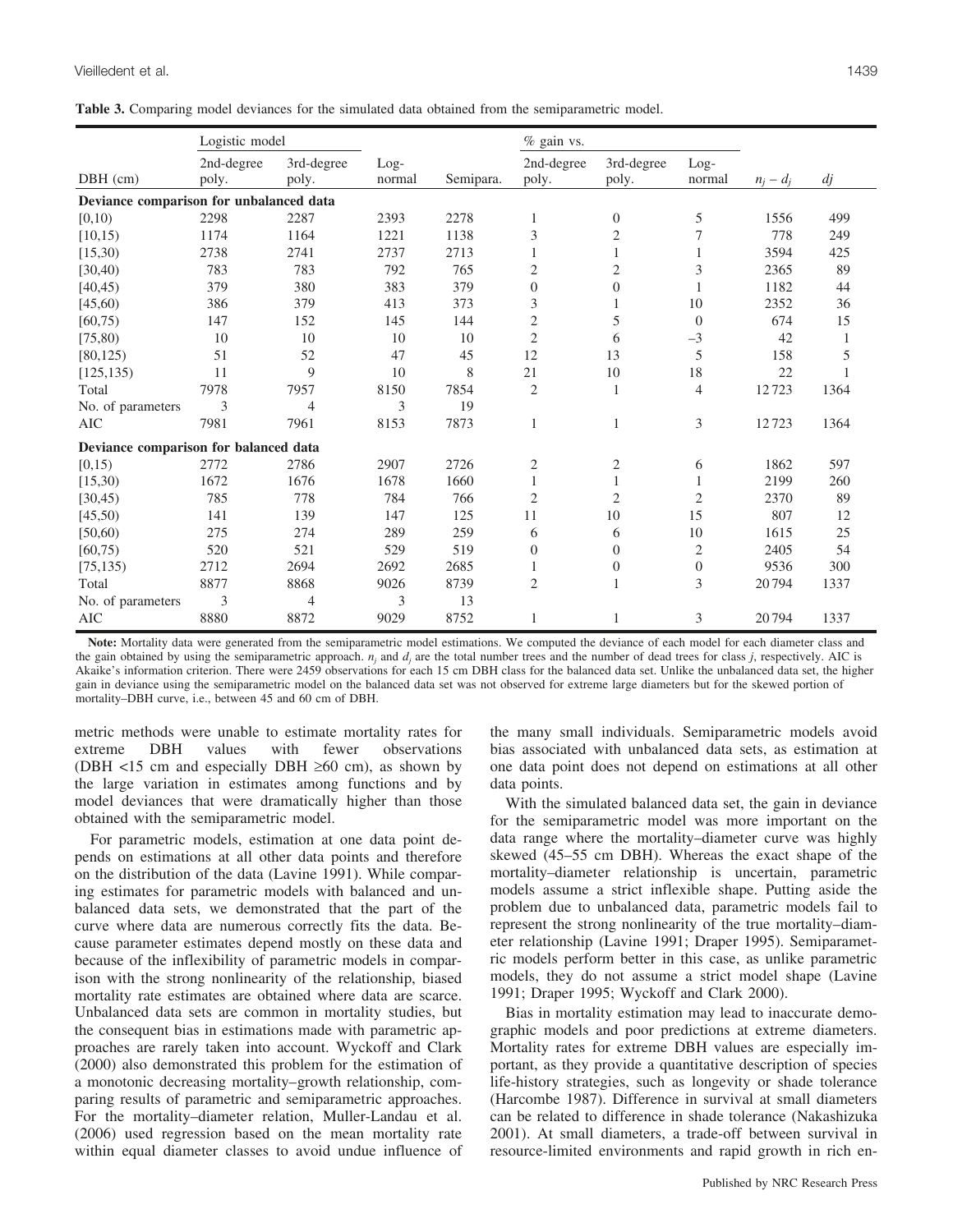**Table 3.** Comparing model deviances for the simulated data obtained from the semiparametric model.

| | Logistic model | | | | % gain vs. | | | | |
|---|---|---|---|---|---|---|---|---|---|
| DBH (cm) | 2nd-degree poly. | 3rd-degree poly. | Log-normal | Semipara. | 2nd-degree poly. | 3rd-degree poly. | Log-normal | $n_j - d_j$ | dj |
| **Deviance comparison for unbalanced data** | | | | | | | | | |
| [0,10) | 2298 | 2287 | 2393 | 2278 | 1 | 0 | 5 | 1556 | 499 |
| [10,15) | 1174 | 1164 | 1221 | 1138 | 3 | 2 | 7 | 778 | 249 |
| [15,30) | 2738 | 2741 | 2737 | 2713 | 1 | 1 | 1 | 3594 | 425 |
| [30,40) | 783 | 783 | 792 | 765 | 2 | 2 | 3 | 2365 | 89 |
| [40,45) | 379 | 380 | 383 | 379 | 0 | 0 | 1 | 1182 | 44 |
| [45,60) | 386 | 379 | 413 | 373 | 3 | 1 | 10 | 2352 | 36 |
| [60,75) | 147 | 152 | 145 | 144 | 2 | 5 | 0 | 674 | 15 |
| [75,80) | 10 | 10 | 10 | 10 | 2 | 6 | –3 | 42 | 1 |
| [80,125) | 51 | 52 | 47 | 45 | 12 | 13 | 5 | 158 | 5 |
| [125,135) | 11 | 9 | 10 | 8 | 21 | 10 | 18 | 22 | 1 |
| Total | 7978 | 7957 | 8150 | 7854 | 2 | 1 | 4 | 12 723 | 1364 |
| No. of parameters | 3 | 4 | 3 | 19 | | | | | |
| AIC | 7981 | 7961 | 8153 | 7873 | 1 | 1 | 3 | 12 723 | 1364 |
| **Deviance comparison for balanced data** | | | | | | | | | |
| [0,15) | 2772 | 2786 | 2907 | 2726 | 2 | 2 | 6 | 1862 | 597 |
| [15,30) | 1672 | 1676 | 1678 | 1660 | 1 | 1 | 1 | 2199 | 260 |
| [30,45) | 785 | 778 | 784 | 766 | 2 | 2 | 2 | 2370 | 89 |
| [45,50) | 141 | 139 | 147 | 125 | 11 | 10 | 15 | 807 | 12 |
| [50,60) | 275 | 274 | 289 | 259 | 6 | 6 | 10 | 1615 | 25 |
| [60,75) | 520 | 521 | 529 | 519 | 0 | 0 | 2 | 2405 | 54 |
| [75,135) | 2712 | 2694 | 2692 | 2685 | 1 | 0 | 0 | 9536 | 300 |
| Total | 8877 | 8868 | 9026 | 8739 | 2 | 1 | 3 | 20 794 | 1337 |
| No. of parameters | 3 | 4 | 3 | 13 | | | | | |
| AIC | 8880 | 8872 | 9029 | 8752 | 1 | 1 | 3 | 20 794 | 1337 |

**Note:** Mortality data were generated from the semiparametric model estimations. We computed the deviance of each model for each diameter class and the gain obtained by using the semiparametric approach. $n_j$ and $d_j$ are the total number trees and the number of dead trees for class $j$, respectively. AIC is Akaike's information criterion. There were 2459 observations for each 15 cm DBH class for the balanced data set. Unlike the unbalanced data set, the higher gain in deviance using the semiparametric model on the balanced data set was not observed for extreme large diameters but for the skewed portion of mortality–DBH curve, i.e., between 45 and 60 cm of DBH.

metric methods were unable to estimate mortality rates for extreme DBH values with fewer observations (DBH <15 cm and especially DBH ≥60 cm), as shown by the large variation in estimates among functions and by model deviances that were dramatically higher than those obtained with the semiparametric model.

For parametric models, estimation at one data point depends on estimations at all other data points and therefore on the distribution of the data (Lavine 1991). While comparing estimates for parametric models with balanced and unbalanced data sets, we demonstrated that the part of the curve where data are numerous correctly fits the data. Because parameter estimates depend mostly on these data and because of the inflexibility of parametric models in comparison with the strong nonlinearity of the relationship, biased mortality rate estimates are obtained where data are scarce. Unbalanced data sets are common in mortality studies, but the consequent bias in estimations made with parametric approaches are rarely taken into account. Wyckoff and Clark (2000) also demonstrated this problem for the estimation of a monotonic decreasing mortality–growth relationship, comparing results of parametric and semiparametric approaches. For the mortality–diameter relation, Muller-Landau et al. (2006) used regression based on the mean mortality rate within equal diameter classes to avoid undue influence of the many small individuals. Semiparametric models avoid bias associated with unbalanced data sets, as estimation at one data point does not depend on estimations at all other data points.

With the simulated balanced data set, the gain in deviance for the semiparametric model was more important on the data range where the mortality–diameter curve was highly skewed (45–55 cm DBH). Whereas the exact shape of the mortality–diameter relationship is uncertain, parametric models assume a strict inflexible shape. Putting aside the problem due to unbalanced data, parametric models fail to represent the strong nonlinearity of the true mortality–diameter relationship (Lavine 1991; Draper 1995). Semiparametric models perform better in this case, as unlike parametric models, they do not assume a strict model shape (Lavine 1991; Draper 1995; Wyckoff and Clark 2000).

Bias in mortality estimation may lead to inaccurate demographic models and poor predictions at extreme diameters. Mortality rates for extreme DBH values are especially important, as they provide a quantitative description of species life-history strategies, such as longevity or shade tolerance (Harcombe 1987). Difference in survival at small diameters can be related to difference in shade tolerance (Nakashizuka 2001). At small diameters, a trade-off between survival in resource-limited environments and rapid growth in rich en-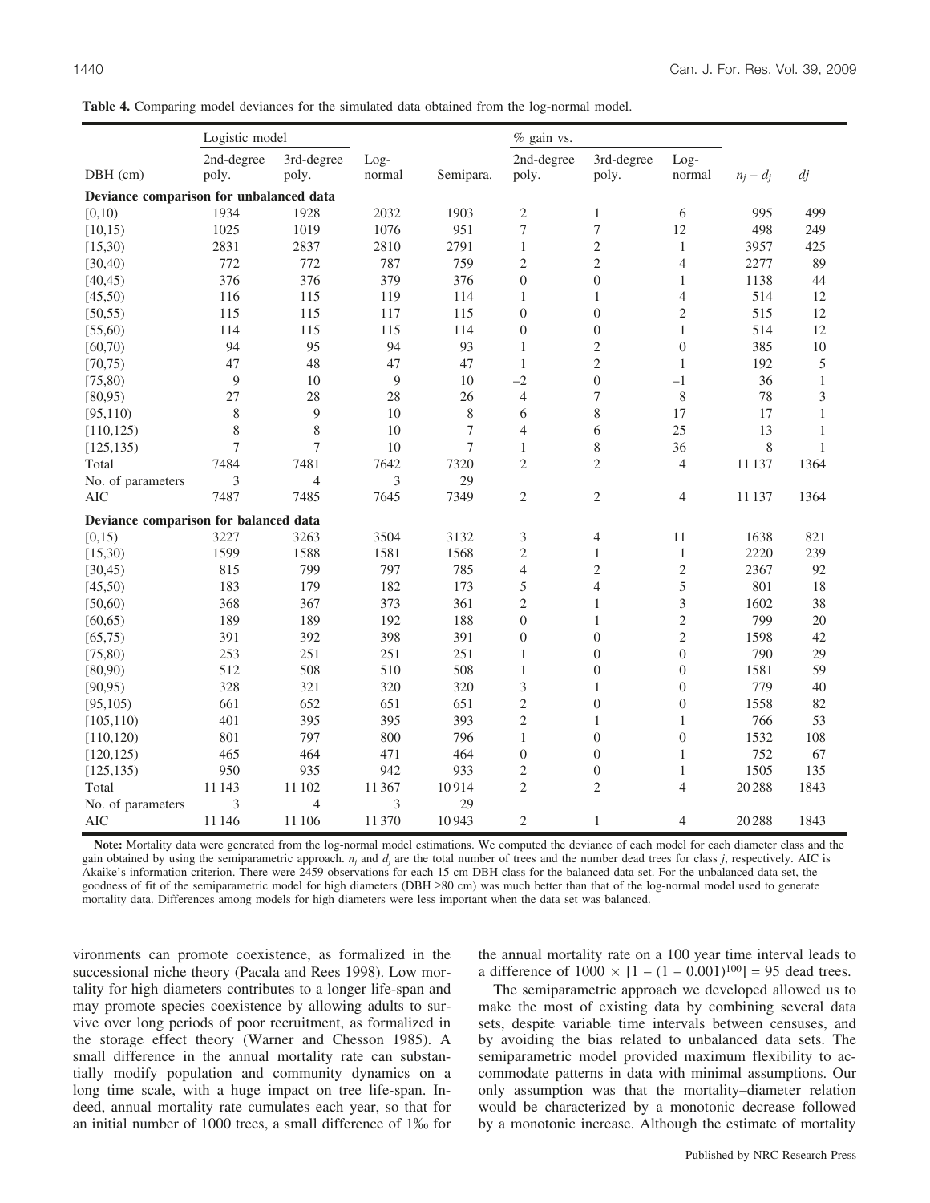**Table 4.** Comparing model deviances for the simulated data obtained from the log-normal model.

| | Logistic model | | | | % gain vs. | | | | |
|---|---|---|---|---|---|---|---|---|---|
| DBH (cm) | 2nd-degree poly. | 3rd-degree poly. | Log-normal | Semipara. | 2nd-degree poly. | 3rd-degree poly. | Log-normal | $n_j - d_j$ | $dj$ |
| **Deviance comparison for unbalanced data** | | | | | | | | | |
| [0,10) | 1934 | 1928 | 2032 | 1903 | 2 | 1 | 6 | 995 | 499 |
| [10,15) | 1025 | 1019 | 1076 | 951 | 7 | 7 | 12 | 498 | 249 |
| [15,30) | 2831 | 2837 | 2810 | 2791 | 1 | 2 | 1 | 3957 | 425 |
| [30,40) | 772 | 772 | 787 | 759 | 2 | 2 | 4 | 2277 | 89 |
| [40,45) | 376 | 376 | 379 | 376 | 0 | 0 | 1 | 1138 | 44 |
| [45,50) | 116 | 115 | 119 | 114 | 1 | 1 | 4 | 514 | 12 |
| [50,55) | 115 | 115 | 117 | 115 | 0 | 0 | 2 | 515 | 12 |
| [55,60) | 114 | 115 | 115 | 114 | 0 | 0 | 1 | 514 | 12 |
| [60,70) | 94 | 95 | 94 | 93 | 1 | 2 | 0 | 385 | 10 |
| [70,75) | 47 | 48 | 47 | 47 | 1 | 2 | 1 | 192 | 5 |
| [75,80) | 9 | 10 | 9 | 10 | −2 | 0 | −1 | 36 | 1 |
| [80,95) | 27 | 28 | 28 | 26 | 4 | 7 | 8 | 78 | 3 |
| [95,110) | 8 | 9 | 10 | 8 | 6 | 8 | 17 | 17 | 1 |
| [110,125) | 8 | 8 | 10 | 7 | 4 | 6 | 25 | 13 | 1 |
| [125,135) | 7 | 7 | 10 | 7 | 1 | 8 | 36 | 8 | 1 |
| Total | 7484 | 7481 | 7642 | 7320 | 2 | 2 | 4 | 11 137 | 1364 |
| No. of parameters | 3 | 4 | 3 | 29 | | | | | |
| AIC | 7487 | 7485 | 7645 | 7349 | 2 | 2 | 4 | 11 137 | 1364 |
| **Deviance comparison for balanced data** | | | | | | | | | |
| [0,15) | 3227 | 3263 | 3504 | 3132 | 3 | 4 | 11 | 1638 | 821 |
| [15,30) | 1599 | 1588 | 1581 | 1568 | 2 | 1 | 1 | 2220 | 239 |
| [30,45) | 815 | 799 | 797 | 785 | 4 | 2 | 2 | 2367 | 92 |
| [45,50) | 183 | 179 | 182 | 173 | 5 | 4 | 5 | 801 | 18 |
| [50,60) | 368 | 367 | 373 | 361 | 2 | 1 | 3 | 1602 | 38 |
| [60,65) | 189 | 189 | 192 | 188 | 0 | 1 | 2 | 799 | 20 |
| [65,75) | 391 | 392 | 398 | 391 | 0 | 0 | 2 | 1598 | 42 |
| [75,80) | 253 | 251 | 251 | 251 | 1 | 0 | 0 | 790 | 29 |
| [80,90) | 512 | 508 | 510 | 508 | 1 | 0 | 0 | 1581 | 59 |
| [90,95) | 328 | 321 | 320 | 320 | 3 | 1 | 0 | 779 | 40 |
| [95,105) | 661 | 652 | 651 | 651 | 2 | 0 | 0 | 1558 | 82 |
| [105,110) | 401 | 395 | 395 | 393 | 2 | 1 | 1 | 766 | 53 |
| [110,120) | 801 | 797 | 800 | 796 | 1 | 0 | 0 | 1532 | 108 |
| [120,125) | 465 | 464 | 471 | 464 | 0 | 0 | 1 | 752 | 67 |
| [125,135) | 950 | 935 | 942 | 933 | 2 | 0 | 1 | 1505 | 135 |
| Total | 11 143 | 11 102 | 11 367 | 10 914 | 2 | 2 | 4 | 20 288 | 1843 |
| No. of parameters | 3 | 4 | 3 | 29 | | | | | |
| AIC | 11 146 | 11 106 | 11 370 | 10 943 | 2 | 1 | 4 | 20 288 | 1843 |

**Note:** Mortality data were generated from the log-normal model estimations. We computed the deviance of each model for each diameter class and the gain obtained by using the semiparametric approach. $n_j$ and $d_j$ are the total number of trees and the number dead trees for class $j$, respectively. AIC is Akaike's information criterion. There were 2459 observations for each 15 cm DBH class for the balanced data set. For the unbalanced data set, the goodness of fit of the semiparametric model for high diameters (DBH ≥80 cm) was much better than that of the log-normal model used to generate mortality data. Differences among models for high diameters were less important when the data set was balanced.

vironments can promote coexistence, as formalized in the successional niche theory (Pacala and Rees 1998). Low mortality for high diameters contributes to a longer life-span and may promote species coexistence by allowing adults to survive over long periods of poor recruitment, as formalized in the storage effect theory (Warner and Chesson 1985). A small difference in the annual mortality rate can substantially modify population and community dynamics on a long time scale, with a huge impact on tree life-span. Indeed, annual mortality rate cumulates each year, so that for an initial number of 1000 trees, a small difference of 1‰ for the annual mortality rate on a 100 year time interval leads to a difference of $1000 \times [1 - (1 - 0.001)^{100}] = 95$ dead trees.

The semiparametric approach we developed allowed us to make the most of existing data by combining several data sets, despite variable time intervals between censuses, and by avoiding the bias related to unbalanced data sets. The semiparametric model provided maximum flexibility to accommodate patterns in data with minimal assumptions. Our only assumption was that the mortality–diameter relation would be characterized by a monotonic decrease followed by a monotonic increase. Although the estimate of mortality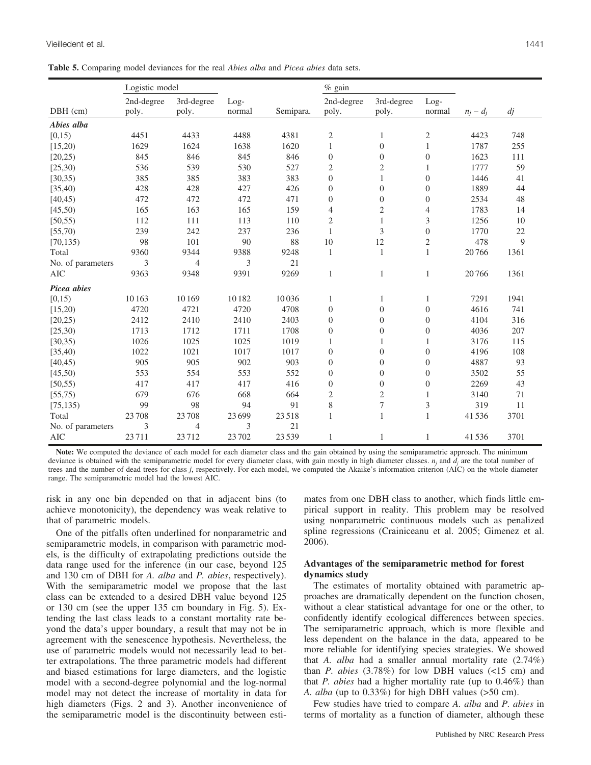**Table 5.** Comparing model deviances for the real *Abies alba* and *Picea abies* data sets.

| | Logistic model | | | | % gain | | | | |
|---|---|---|---|---|---|---|---|---|---|
| DBH (cm) | 2nd-degree poly. | 3rd-degree poly. | Log-normal | Semipara. | 2nd-degree poly. | 3rd-degree poly. | Log-normal | $n_j - d_j$ | $dj$ |
| ***Abies alba*** | | | | | | | | | |
| [0,15) | 4451 | 4433 | 4488 | 4381 | 2 | 1 | 2 | 4423 | 748 |
| [15,20) | 1629 | 1624 | 1638 | 1620 | 1 | 0 | 1 | 1787 | 255 |
| [20,25) | 845 | 846 | 845 | 846 | 0 | 0 | 0 | 1623 | 111 |
| [25,30) | 536 | 539 | 530 | 527 | 2 | 2 | 1 | 1777 | 59 |
| [30,35) | 385 | 385 | 383 | 383 | 0 | 1 | 0 | 1446 | 41 |
| [35,40) | 428 | 428 | 427 | 426 | 0 | 0 | 0 | 1889 | 44 |
| [40,45) | 472 | 472 | 472 | 471 | 0 | 0 | 0 | 2534 | 48 |
| [45,50) | 165 | 163 | 165 | 159 | 4 | 2 | 4 | 1783 | 14 |
| [50,55) | 112 | 111 | 113 | 110 | 2 | 1 | 3 | 1256 | 10 |
| [55,70) | 239 | 242 | 237 | 236 | 1 | 3 | 0 | 1770 | 22 |
| [70,135) | 98 | 101 | 90 | 88 | 10 | 12 | 2 | 478 | 9 |
| Total | 9360 | 9344 | 9388 | 9248 | 1 | 1 | 1 | 20 766 | 1361 |
| No. of parameters | 3 | 4 | 3 | 21 | | | | | |
| AIC | 9363 | 9348 | 9391 | 9269 | 1 | 1 | 1 | 20 766 | 1361 |
| ***Picea abies*** | | | | | | | | | |
| [0,15) | 10 163 | 10 169 | 10 182 | 10 036 | 1 | 1 | 1 | 7291 | 1941 |
| [15,20) | 4720 | 4721 | 4720 | 4708 | 0 | 0 | 0 | 4616 | 741 |
| [20,25) | 2412 | 2410 | 2410 | 2403 | 0 | 0 | 0 | 4104 | 316 |
| [25,30) | 1713 | 1712 | 1711 | 1708 | 0 | 0 | 0 | 4036 | 207 |
| [30,35) | 1026 | 1025 | 1025 | 1019 | 1 | 1 | 1 | 3176 | 115 |
| [35,40) | 1022 | 1021 | 1017 | 1017 | 0 | 0 | 0 | 4196 | 108 |
| [40,45) | 905 | 905 | 902 | 903 | 0 | 0 | 0 | 4887 | 93 |
| [45,50) | 553 | 554 | 553 | 552 | 0 | 0 | 0 | 3502 | 55 |
| [50,55) | 417 | 417 | 417 | 416 | 0 | 0 | 0 | 2269 | 43 |
| [55,75) | 679 | 676 | 668 | 664 | 2 | 2 | 1 | 3140 | 71 |
| [75,135) | 99 | 98 | 94 | 91 | 8 | 7 | 3 | 319 | 11 |
| Total | 23 708 | 23 708 | 23 699 | 23 518 | 1 | 1 | 1 | 41 536 | 3701 |
| No. of parameters | 3 | 4 | 3 | 21 | | | | | |
| AIC | 23 711 | 23 712 | 23 702 | 23 539 | 1 | 1 | 1 | 41 536 | 3701 |

**Note:** We computed the deviance of each model for each diameter class and the gain obtained by using the semiparametric approach. The minimum deviance is obtained with the semiparametric model for every diameter class, with gain mostly in high diameter classes. $n_j$ and $d_j$ are the total number of trees and the number of dead trees for class $j$, respectively. For each model, we computed the Akaike's information criterion (AIC) on the whole diameter range. The semiparametric model had the lowest AIC.

risk in any one bin depended on that in adjacent bins (to achieve monotonicity), the dependency was weak relative to that of parametric models.

One of the pitfalls often underlined for nonparametric and semiparametric models, in comparison with parametric models, is the difficulty of extrapolating predictions outside the data range used for the inference (in our case, beyond 125 and 130 cm of DBH for *A. alba* and *P. abies*, respectively). With the semiparametric model we propose that the last class can be extended to a desired DBH value beyond 125 or 130 cm (see the upper 135 cm boundary in Fig. 5). Extending the last class leads to a constant mortality rate beyond the data's upper boundary, a result that may not be in agreement with the senescence hypothesis. Nevertheless, the use of parametric models would not necessarily lead to better extrapolations. The three parametric models had different and biased estimations for large diameters, and the logistic model with a second-degree polynomial and the log-normal model may not detect the increase of mortality in data for high diameters (Figs. 2 and 3). Another inconvenience of the semiparametric model is the discontinuity between estimates from one DBH class to another, which finds little empirical support in reality. This problem may be resolved using nonparametric continuous models such as penalized spline regressions (Crainiceanu et al. 2005; Gimenez et al. 2006).

### Advantages of the semiparametric method for forest dynamics study

The estimates of mortality obtained with parametric approaches are dramatically dependent on the function chosen, without a clear statistical advantage for one or the other, to confidently identify ecological differences between species. The semiparametric approach, which is more flexible and less dependent on the balance in the data, appeared to be more reliable for identifying species strategies. We showed that *A. alba* had a smaller annual mortality rate (2.74%) than *P. abies* (3.78%) for low DBH values (<15 cm) and that *P. abies* had a higher mortality rate (up to 0.46%) than *A. alba* (up to 0.33%) for high DBH values (>50 cm).

Few studies have tried to compare *A. alba* and *P. abies* in terms of mortality as a function of diameter, although these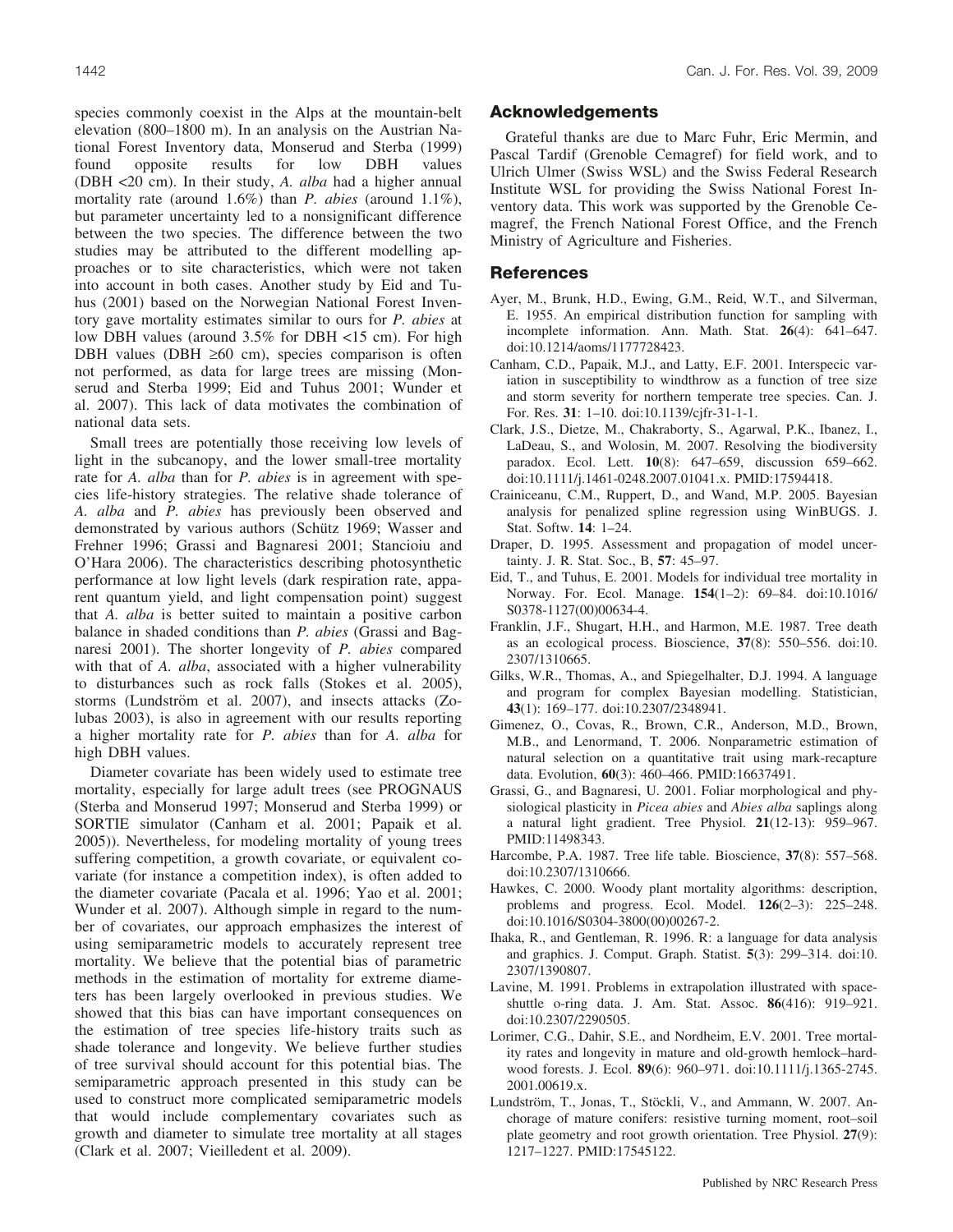species commonly coexist in the Alps at the mountain-belt elevation (800–1800 m). In an analysis on the Austrian National Forest Inventory data, Monserud and Sterba (1999) found opposite results for low DBH values (DBH <20 cm). In their study, *A. alba* had a higher annual mortality rate (around 1.6%) than *P. abies* (around 1.1%), but parameter uncertainty led to a nonsignificant difference between the two species. The difference between the two studies may be attributed to the different modelling approaches or to site characteristics, which were not taken into account in both cases. Another study by Eid and Tuhus (2001) based on the Norwegian National Forest Inventory gave mortality estimates similar to ours for *P. abies* at low DBH values (around 3.5% for DBH <15 cm). For high DBH values (DBH ≥60 cm), species comparison is often not performed, as data for large trees are missing (Monserud and Sterba 1999; Eid and Tuhus 2001; Wunder et al. 2007). This lack of data motivates the combination of national data sets.

Small trees are potentially those receiving low levels of light in the subcanopy, and the lower small-tree mortality rate for *A. alba* than for *P. abies* is in agreement with species life-history strategies. The relative shade tolerance of *A. alba* and *P. abies* has previously been observed and demonstrated by various authors (Schütz 1969; Wasser and Frehner 1996; Grassi and Bagnaresi 2001; Stancioiu and O'Hara 2006). The characteristics describing photosynthetic performance at low light levels (dark respiration rate, apparent quantum yield, and light compensation point) suggest that *A. alba* is better suited to maintain a positive carbon balance in shaded conditions than *P. abies* (Grassi and Bagnaresi 2001). The shorter longevity of *P. abies* compared with that of *A. alba*, associated with a higher vulnerability to disturbances such as rock falls (Stokes et al. 2005), storms (Lundström et al. 2007), and insects attacks (Zolubas 2003), is also in agreement with our results reporting a higher mortality rate for *P. abies* than for *A. alba* for high DBH values.

Diameter covariate has been widely used to estimate tree mortality, especially for large adult trees (see PROGNAUS (Sterba and Monserud 1997; Monserud and Sterba 1999) or SORTIE simulator (Canham et al. 2001; Papaik et al. 2005)). Nevertheless, for modeling mortality of young trees suffering competition, a growth covariate, or equivalent covariate (for instance a competition index), is often added to the diameter covariate (Pacala et al. 1996; Yao et al. 2001; Wunder et al. 2007). Although simple in regard to the number of covariates, our approach emphasizes the interest of using semiparametric models to accurately represent tree mortality. We believe that the potential bias of parametric methods in the estimation of mortality for extreme diameters has been largely overlooked in previous studies. We showed that this bias can have important consequences on the estimation of tree species life-history traits such as shade tolerance and longevity. We believe further studies of tree survival should account for this potential bias. The semiparametric approach presented in this study can be used to construct more complicated semiparametric models that would include complementary covariates such as growth and diameter to simulate tree mortality at all stages (Clark et al. 2007; Vieilledent et al. 2009).

## Acknowledgements

Grateful thanks are due to Marc Fuhr, Eric Mermin, and Pascal Tardif (Grenoble Cemagref) for field work, and to Ulrich Ulmer (Swiss WSL) and the Swiss Federal Research Institute WSL for providing the Swiss National Forest Inventory data. This work was supported by the Grenoble Cemagref, the French National Forest Office, and the French Ministry of Agriculture and Fisheries.

## References

Ayer, M., Brunk, H.D., Ewing, G.M., Reid, W.T., and Silverman, E. 1955. An empirical distribution function for sampling with incomplete information. Ann. Math. Stat. **26**(4): 641–647. doi:10.1214/aoms/1177728423.

Canham, C.D., Papaik, M.J., and Latty, E.F. 2001. Interspecic variation in susceptibility to windthrow as a function of tree size and storm severity for northern temperate tree species. Can. J. For. Res. **31**: 1–10. doi:10.1139/cjfr-31-1-1.

Clark, J.S., Dietze, M., Chakraborty, S., Agarwal, P.K., Ibanez, I., LaDeau, S., and Wolosin, M. 2007. Resolving the biodiversity paradox. Ecol. Lett. **10**(8): 647–659, discussion 659–662. doi:10.1111/j.1461-0248.2007.01041.x. PMID:17594418.

Crainiceanu, C.M., Ruppert, D., and Wand, M.P. 2005. Bayesian analysis for penalized spline regression using WinBUGS. J. Stat. Softw. **14**: 1–24.

Draper, D. 1995. Assessment and propagation of model uncertainty. J. R. Stat. Soc., B, **57**: 45–97.

Eid, T., and Tuhus, E. 2001. Models for individual tree mortality in Norway. For. Ecol. Manage. **154**(1–2): 69–84. doi:10.1016/S0378-1127(00)00634-4.

Franklin, J.F., Shugart, H.H., and Harmon, M.E. 1987. Tree death as an ecological process. Bioscience, **37**(8): 550–556. doi:10.2307/1310665.

Gilks, W.R., Thomas, A., and Spiegelhalter, D.J. 1994. A language and program for complex Bayesian modelling. Statistician, **43**(1): 169–177. doi:10.2307/2348941.

Gimenez, O., Covas, R., Brown, C.R., Anderson, M.D., Brown, M.B., and Lenormand, T. 2006. Nonparametric estimation of natural selection on a quantitative trait using mark-recapture data. Evolution, **60**(3): 460–466. PMID:16637491.

Grassi, G., and Bagnaresi, U. 2001. Foliar morphological and physiological plasticity in *Picea abies* and *Abies alba* saplings along a natural light gradient. Tree Physiol. **21**(12-13): 959–967. PMID:11498343.

Harcombe, P.A. 1987. Tree life table. Bioscience, **37**(8): 557–568. doi:10.2307/1310666.

Hawkes, C. 2000. Woody plant mortality algorithms: description, problems and progress. Ecol. Model. **126**(2–3): 225–248. doi:10.1016/S0304-3800(00)00267-2.

Ihaka, R., and Gentleman, R. 1996. R: a language for data analysis and graphics. J. Comput. Graph. Statist. **5**(3): 299–314. doi:10.2307/1390807.

Lavine, M. 1991. Problems in extrapolation illustrated with space-shuttle o-ring data. J. Am. Stat. Assoc. **86**(416): 919–921. doi:10.2307/2290505.

Lorimer, C.G., Dahir, S.E., and Nordheim, E.V. 2001. Tree mortality rates and longevity in mature and old-growth hemlock–hardwood forests. J. Ecol. **89**(6): 960–971. doi:10.1111/j.1365-2745.2001.00619.x.

Lundström, T., Jonas, T., Stöckli, V., and Ammann, W. 2007. Anchorage of mature conifers: resistive turning moment, root–soil plate geometry and root growth orientation. Tree Physiol. **27**(9): 1217–1227. PMID:17545122.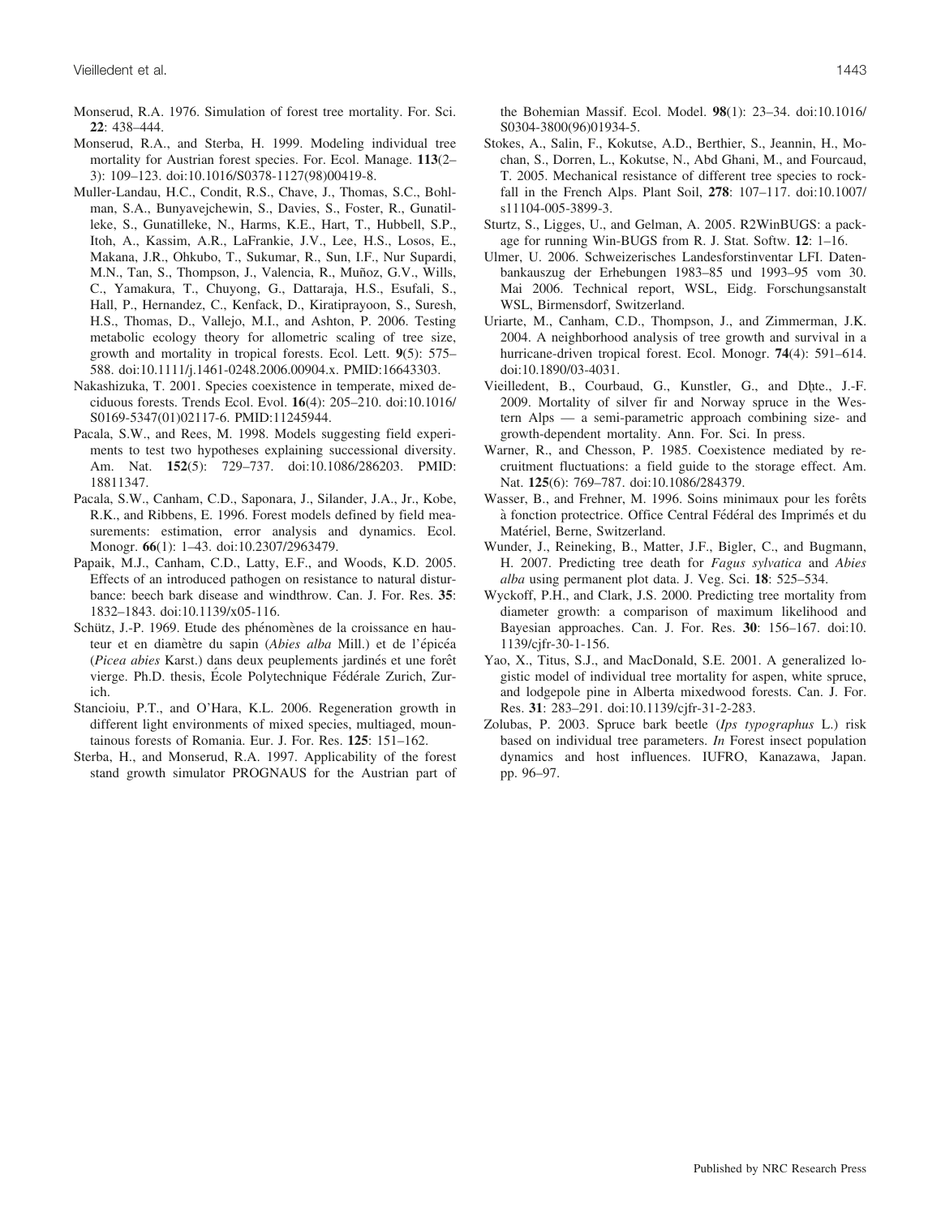Monserud, R.A. 1976. Simulation of forest tree mortality. For. Sci. **22**: 438–444.

Monserud, R.A., and Sterba, H. 1999. Modeling individual tree mortality for Austrian forest species. For. Ecol. Manage. **113**(2–3): 109–123. doi:10.1016/S0378-1127(98)00419-8.

Muller-Landau, H.C., Condit, R.S., Chave, J., Thomas, S.C., Bohlman, S.A., Bunyavejchewin, S., Davies, S., Foster, R., Gunatilleke, S., Gunatilleke, N., Harms, K.E., Hart, T., Hubbell, S.P., Itoh, A., Kassim, A.R., LaFrankie, J.V., Lee, H.S., Losos, E., Makana, J.R., Ohkubo, T., Sukumar, R., Sun, I.F., Nur Supardi, M.N., Tan, S., Thompson, J., Valencia, R., Muñoz, G.V., Wills, C., Yamakura, T., Chuyong, G., Dattaraja, H.S., Esufali, S., Hall, P., Hernandez, C., Kenfack, D., Kiratiprayoon, S., Suresh, H.S., Thomas, D., Vallejo, M.I., and Ashton, P. 2006. Testing metabolic ecology theory for allometric scaling of tree size, growth and mortality in tropical forests. Ecol. Lett. **9**(5): 575–588. doi:10.1111/j.1461-0248.2006.00904.x. PMID:16643303.

Nakashizuka, T. 2001. Species coexistence in temperate, mixed deciduous forests. Trends Ecol. Evol. **16**(4): 205–210. doi:10.1016/S0169-5347(01)02117-6. PMID:11245944.

Pacala, S.W., and Rees, M. 1998. Models suggesting field experiments to test two hypotheses explaining successional diversity. Am. Nat. **152**(5): 729–737. doi:10.1086/286203. PMID:18811347.

Pacala, S.W., Canham, C.D., Saponara, J., Silander, J.A., Jr., Kobe, R.K., and Ribbens, E. 1996. Forest models defined by field measurements: estimation, error analysis and dynamics. Ecol. Monogr. **66**(1): 1–43. doi:10.2307/2963479.

Papaik, M.J., Canham, C.D., Latty, E.F., and Woods, K.D. 2005. Effects of an introduced pathogen on resistance to natural disturbance: beech bark disease and windthrow. Can. J. For. Res. **35**: 1832–1843. doi:10.1139/x05-116.

Schütz, J.-P. 1969. Etude des phénomènes de la croissance en hauteur et en diamètre du sapin (*Abies alba* Mill.) et de l'épicéa (*Picea abies* Karst.) dans deux peuplements jardinés et une forêt vierge. Ph.D. thesis, École Polytechnique Fédérale Zurich, Zurich.

Stancioiu, P.T., and O'Hara, K.L. 2006. Regeneration growth in different light environments of mixed species, multiaged, mountainous forests of Romania. Eur. J. For. Res. **125**: 151–162.

Sterba, H., and Monserud, R.A. 1997. Applicability of the forest stand growth simulator PROGNAUS for the Austrian part of the Bohemian Massif. Ecol. Model. **98**(1): 23–34. doi:10.1016/S0304-3800(96)01934-5.

Stokes, A., Salin, F., Kokutse, A.D., Berthier, S., Jeannin, H., Mochan, S., Dorren, L., Kokutse, N., Abd Ghani, M., and Fourcaud, T. 2005. Mechanical resistance of different tree species to rockfall in the French Alps. Plant Soil, **278**: 107–117. doi:10.1007/s11104-005-3899-3.

Sturtz, S., Ligges, U., and Gelman, A. 2005. R2WinBUGS: a package for running Win-BUGS from R. J. Stat. Softw. **12**: 1–16.

Ulmer, U. 2006. Schweizerisches Landesforstinventar LFI. Datenbankauszug der Erhebungen 1983–85 und 1993–95 vom 30. Mai 2006. Technical report, WSL, Eidg. Forschungsanstalt WSL, Birmensdorf, Switzerland.

Uriarte, M., Canham, C.D., Thompson, J., and Zimmerman, J.K. 2004. A neighborhood analysis of tree growth and survival in a hurricane-driven tropical forest. Ecol. Monogr. **74**(4): 591–614. doi:10.1890/03-4031.

Vieilledent, B., Courbaud, G., Kunstler, G., and Dhte., J.-F. 2009. Mortality of silver fir and Norway spruce in the Western Alps — a semi-parametric approach combining size- and growth-dependent mortality. Ann. For. Sci. In press.

Warner, R., and Chesson, P. 1985. Coexistence mediated by recruitment fluctuations: a field guide to the storage effect. Am. Nat. **125**(6): 769–787. doi:10.1086/284379.

Wasser, B., and Frehner, M. 1996. Soins minimaux pour les forêts à fonction protectrice. Office Central Fédéral des Imprimés et du Matériel, Berne, Switzerland.

Wunder, J., Reineking, B., Matter, J.F., Bigler, C., and Bugmann, H. 2007. Predicting tree death for *Fagus sylvatica* and *Abies alba* using permanent plot data. J. Veg. Sci. **18**: 525–534.

Wyckoff, P.H., and Clark, J.S. 2000. Predicting tree mortality from diameter growth: a comparison of maximum likelihood and Bayesian approaches. Can. J. For. Res. **30**: 156–167. doi:10.1139/cjfr-30-1-156.

Yao, X., Titus, S.J., and MacDonald, S.E. 2001. A generalized logistic model of individual tree mortality for aspen, white spruce, and lodgepole pine in Alberta mixedwood forests. Can. J. For. Res. **31**: 283–291. doi:10.1139/cjfr-31-2-283.

Zolubas, P. 2003. Spruce bark beetle (*Ips typographus* L.) risk based on individual tree parameters. *In* Forest insect population dynamics and host influences. IUFRO, Kanazawa, Japan. pp. 96–97.